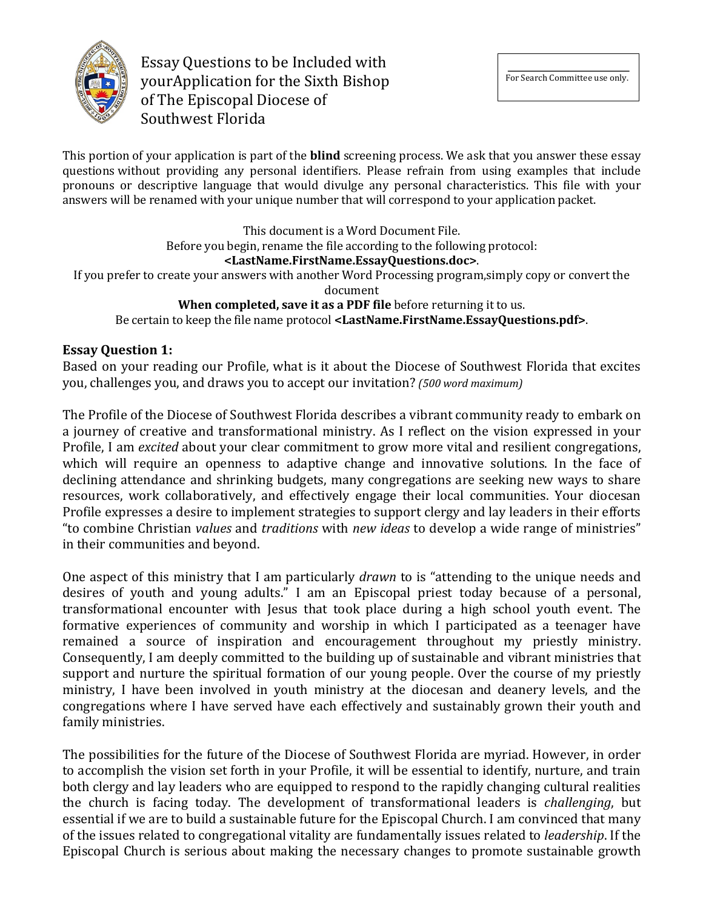# Essay Questions to be Included with yourApplication for the Sixth Bishop of The Episcopal Diocese of Southwest Florida

For Search Committee use only.

This portion of your application is part of the **blind** screening process. We ask that you answer these essay questions without providing any personal identifiers. Please refrain from using examples that include pronouns or descriptive language that would divulge any personal characteristics. This file with your answers will be renamed with your unique number that will correspond to your application packet.

This document is a Word Document File.
Before you begin, rename the file according to the following protocol:
**<LastName.FirstName.EssayQuestions.doc>**.
If you prefer to create your answers with another Word Processing program,simply copy or convert the document
**When completed, save it as a PDF file** before returning it to us.
Be certain to keep the file name protocol **<LastName.FirstName.EssayQuestions.pdf>**.

**Essay Question 1:**
Based on your reading our Profile, what is it about the Diocese of Southwest Florida that excites you, challenges you, and draws you to accept our invitation? *(500 word maximum)*

The Profile of the Diocese of Southwest Florida describes a vibrant community ready to embark on a journey of creative and transformational ministry. As I reflect on the vision expressed in your Profile, I am *excited* about your clear commitment to grow more vital and resilient congregations, which will require an openness to adaptive change and innovative solutions. In the face of declining attendance and shrinking budgets, many congregations are seeking new ways to share resources, work collaboratively, and effectively engage their local communities. Your diocesan Profile expresses a desire to implement strategies to support clergy and lay leaders in their efforts "to combine Christian *values* and *traditions* with *new ideas* to develop a wide range of ministries" in their communities and beyond.

One aspect of this ministry that I am particularly *drawn* to is "attending to the unique needs and desires of youth and young adults." I am an Episcopal priest today because of a personal, transformational encounter with Jesus that took place during a high school youth event. The formative experiences of community and worship in which I participated as a teenager have remained a source of inspiration and encouragement throughout my priestly ministry. Consequently, I am deeply committed to the building up of sustainable and vibrant ministries that support and nurture the spiritual formation of our young people. Over the course of my priestly ministry, I have been involved in youth ministry at the diocesan and deanery levels, and the congregations where I have served have each effectively and sustainably grown their youth and family ministries.

The possibilities for the future of the Diocese of Southwest Florida are myriad. However, in order to accomplish the vision set forth in your Profile, it will be essential to identify, nurture, and train both clergy and lay leaders who are equipped to respond to the rapidly changing cultural realities the church is facing today. The development of transformational leaders is *challenging*, but essential if we are to build a sustainable future for the Episcopal Church. I am convinced that many of the issues related to congregational vitality are fundamentally issues related to *leadership*. If the Episcopal Church is serious about making the necessary changes to promote sustainable growth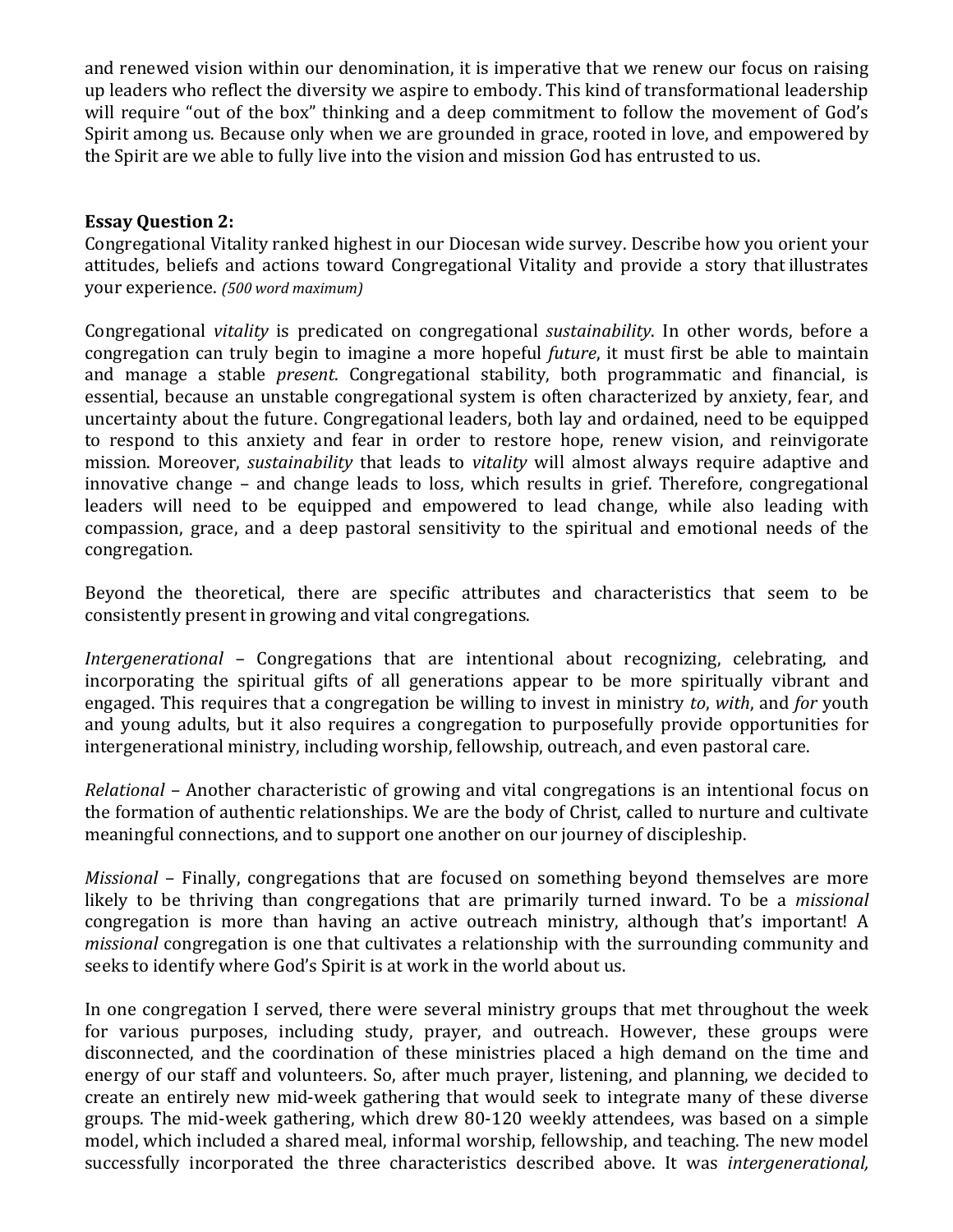and renewed vision within our denomination, it is imperative that we renew our focus on raising up leaders who reflect the diversity we aspire to embody. This kind of transformational leadership will require "out of the box" thinking and a deep commitment to follow the movement of God's Spirit among us. Because only when we are grounded in grace, rooted in love, and empowered by the Spirit are we able to fully live into the vision and mission God has entrusted to us.

**Essay Question 2:**
Congregational Vitality ranked highest in our Diocesan wide survey. Describe how you orient your attitudes, beliefs and actions toward Congregational Vitality and provide a story that illustrates your experience. *(500 word maximum)*

Congregational *vitality* is predicated on congregational *sustainability*. In other words, before a congregation can truly begin to imagine a more hopeful *future*, it must first be able to maintain and manage a stable *present*. Congregational stability, both programmatic and financial, is essential, because an unstable congregational system is often characterized by anxiety, fear, and uncertainty about the future. Congregational leaders, both lay and ordained, need to be equipped to respond to this anxiety and fear in order to restore hope, renew vision, and reinvigorate mission. Moreover, *sustainability* that leads to *vitality* will almost always require adaptive and innovative change – and change leads to loss, which results in grief. Therefore, congregational leaders will need to be equipped and empowered to lead change, while also leading with compassion, grace, and a deep pastoral sensitivity to the spiritual and emotional needs of the congregation.

Beyond the theoretical, there are specific attributes and characteristics that seem to be consistently present in growing and vital congregations.

*Intergenerational* – Congregations that are intentional about recognizing, celebrating, and incorporating the spiritual gifts of all generations appear to be more spiritually vibrant and engaged. This requires that a congregation be willing to invest in ministry *to*, *with*, and *for* youth and young adults, but it also requires a congregation to purposefully provide opportunities for intergenerational ministry, including worship, fellowship, outreach, and even pastoral care.

*Relational* – Another characteristic of growing and vital congregations is an intentional focus on the formation of authentic relationships. We are the body of Christ, called to nurture and cultivate meaningful connections, and to support one another on our journey of discipleship.

*Missional* – Finally, congregations that are focused on something beyond themselves are more likely to be thriving than congregations that are primarily turned inward. To be a *missional* congregation is more than having an active outreach ministry, although that's important! A *missional* congregation is one that cultivates a relationship with the surrounding community and seeks to identify where God's Spirit is at work in the world about us.

In one congregation I served, there were several ministry groups that met throughout the week for various purposes, including study, prayer, and outreach. However, these groups were disconnected, and the coordination of these ministries placed a high demand on the time and energy of our staff and volunteers. So, after much prayer, listening, and planning, we decided to create an entirely new mid-week gathering that would seek to integrate many of these diverse groups. The mid-week gathering, which drew 80-120 weekly attendees, was based on a simple model, which included a shared meal, informal worship, fellowship, and teaching. The new model successfully incorporated the three characteristics described above. It was *intergenerational,*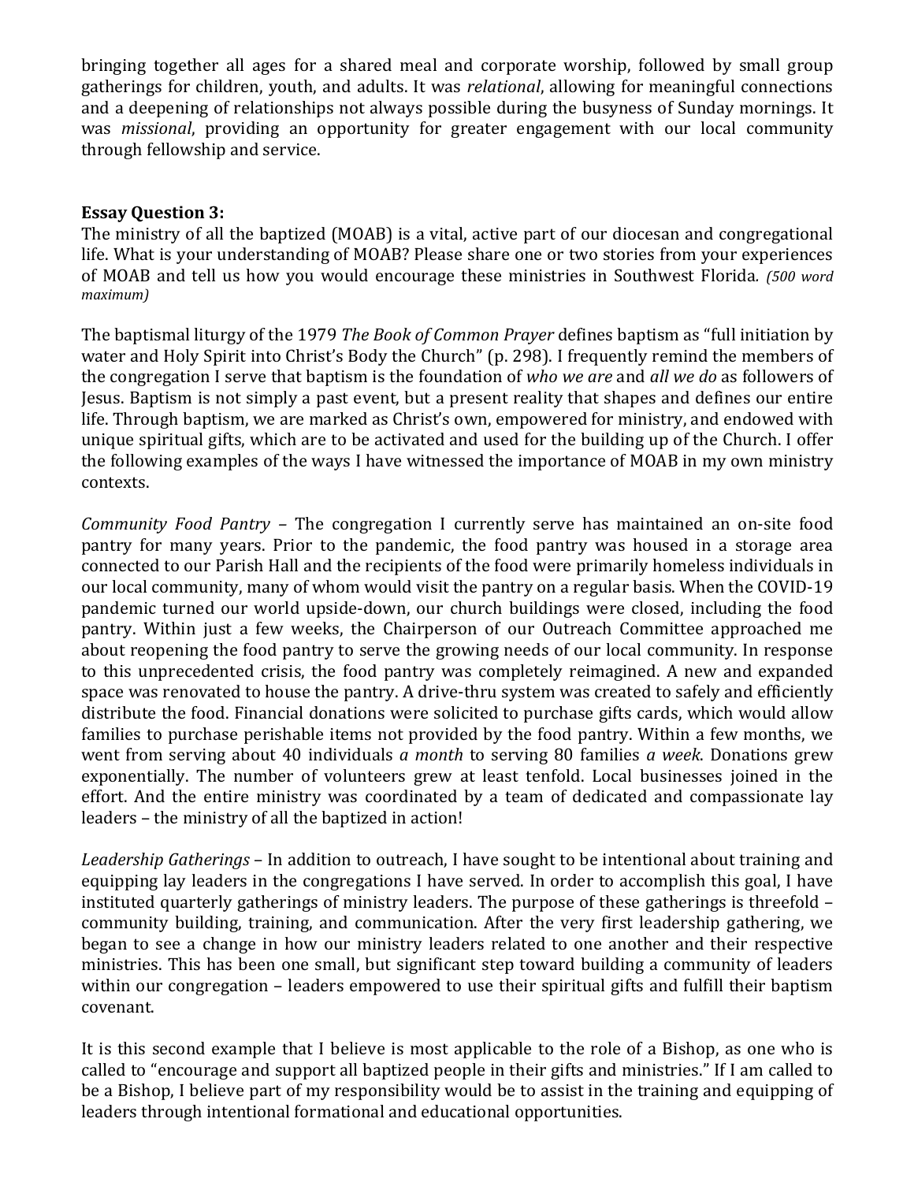bringing together all ages for a shared meal and corporate worship, followed by small group gatherings for children, youth, and adults. It was *relational*, allowing for meaningful connections and a deepening of relationships not always possible during the busyness of Sunday mornings. It was *missional*, providing an opportunity for greater engagement with our local community through fellowship and service.

**Essay Question 3:**
The ministry of all the baptized (MOAB) is a vital, active part of our diocesan and congregational life. What is your understanding of MOAB? Please share one or two stories from your experiences of MOAB and tell us how you would encourage these ministries in Southwest Florida. *(500 word maximum)*

The baptismal liturgy of the 1979 *The Book of Common Prayer* defines baptism as "full initiation by water and Holy Spirit into Christ's Body the Church" (p. 298). I frequently remind the members of the congregation I serve that baptism is the foundation of *who we are* and *all we do* as followers of Jesus. Baptism is not simply a past event, but a present reality that shapes and defines our entire life. Through baptism, we are marked as Christ's own, empowered for ministry, and endowed with unique spiritual gifts, which are to be activated and used for the building up of the Church. I offer the following examples of the ways I have witnessed the importance of MOAB in my own ministry contexts.

*Community Food Pantry* – The congregation I currently serve has maintained an on-site food pantry for many years. Prior to the pandemic, the food pantry was housed in a storage area connected to our Parish Hall and the recipients of the food were primarily homeless individuals in our local community, many of whom would visit the pantry on a regular basis. When the COVID-19 pandemic turned our world upside-down, our church buildings were closed, including the food pantry. Within just a few weeks, the Chairperson of our Outreach Committee approached me about reopening the food pantry to serve the growing needs of our local community. In response to this unprecedented crisis, the food pantry was completely reimagined. A new and expanded space was renovated to house the pantry. A drive-thru system was created to safely and efficiently distribute the food. Financial donations were solicited to purchase gifts cards, which would allow families to purchase perishable items not provided by the food pantry. Within a few months, we went from serving about 40 individuals *a month* to serving 80 families *a week*. Donations grew exponentially. The number of volunteers grew at least tenfold. Local businesses joined the effort. And the entire ministry was coordinated by a team of dedicated and compassionate lay leaders – the ministry of all the baptized in action!

*Leadership Gatherings* – In addition to outreach, I have sought to be intentional about training and equipping lay leaders in the congregations I have served. In order to accomplish this goal, I have instituted quarterly gatherings of ministry leaders. The purpose of these gatherings is threefold – community building, training, and communication. After the very first leadership gathering, we began to see a change in how our ministry leaders related to one another and their respective ministries. This has been one small, but significant step toward building a community of leaders within our congregation – leaders empowered to use their spiritual gifts and fulfill their baptism covenant.

It is this second example that I believe is most applicable to the role of a Bishop, as one who is called to "encourage and support all baptized people in their gifts and ministries." If I am called to be a Bishop, I believe part of my responsibility would be to assist in the training and equipping of leaders through intentional formational and educational opportunities.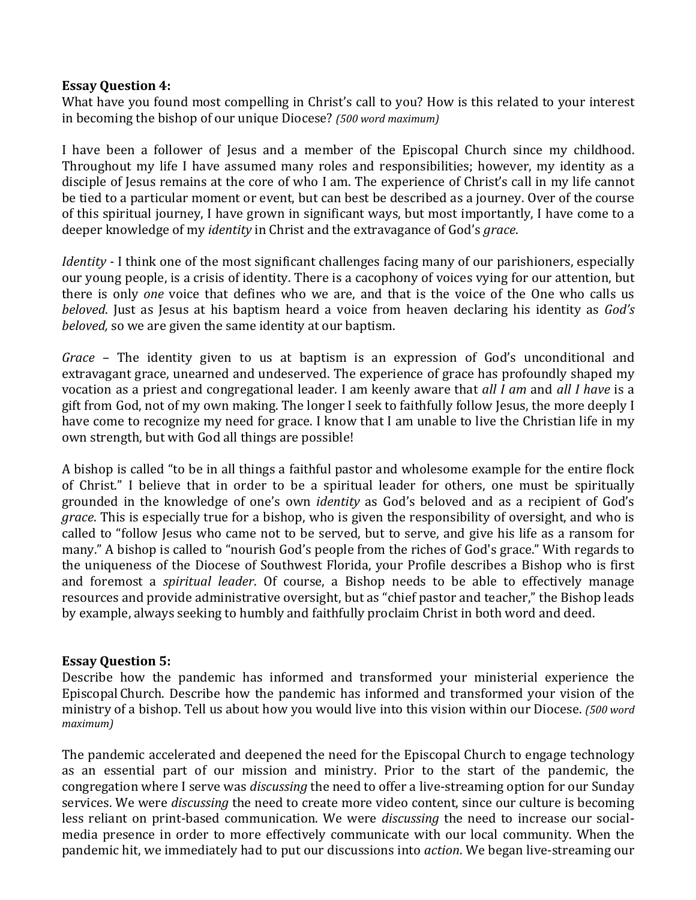**Essay Question 4:**
What have you found most compelling in Christ's call to you? How is this related to your interest in becoming the bishop of our unique Diocese? *(500 word maximum)*

I have been a follower of Jesus and a member of the Episcopal Church since my childhood. Throughout my life I have assumed many roles and responsibilities; however, my identity as a disciple of Jesus remains at the core of who I am. The experience of Christ's call in my life cannot be tied to a particular moment or event, but can best be described as a journey. Over of the course of this spiritual journey, I have grown in significant ways, but most importantly, I have come to a deeper knowledge of my *identity* in Christ and the extravagance of God's *grace*.

*Identity* - I think one of the most significant challenges facing many of our parishioners, especially our young people, is a crisis of identity. There is a cacophony of voices vying for our attention, but there is only *one* voice that defines who we are, and that is the voice of the One who calls us *beloved*. Just as Jesus at his baptism heard a voice from heaven declaring his identity as *God's beloved,* so we are given the same identity at our baptism.

*Grace* – The identity given to us at baptism is an expression of God's unconditional and extravagant grace, unearned and undeserved. The experience of grace has profoundly shaped my vocation as a priest and congregational leader. I am keenly aware that *all I am* and *all I have* is a gift from God, not of my own making. The longer I seek to faithfully follow Jesus, the more deeply I have come to recognize my need for grace. I know that I am unable to live the Christian life in my own strength, but with God all things are possible!

A bishop is called "to be in all things a faithful pastor and wholesome example for the entire flock of Christ." I believe that in order to be a spiritual leader for others, one must be spiritually grounded in the knowledge of one's own *identity* as God's beloved and as a recipient of God's *grace*. This is especially true for a bishop, who is given the responsibility of oversight, and who is called to "follow Jesus who came not to be served, but to serve, and give his life as a ransom for many." A bishop is called to "nourish God's people from the riches of God's grace." With regards to the uniqueness of the Diocese of Southwest Florida, your Profile describes a Bishop who is first and foremost a *spiritual leader*. Of course, a Bishop needs to be able to effectively manage resources and provide administrative oversight, but as "chief pastor and teacher," the Bishop leads by example, always seeking to humbly and faithfully proclaim Christ in both word and deed.

**Essay Question 5:**
Describe how the pandemic has informed and transformed your ministerial experience the Episcopal Church. Describe how the pandemic has informed and transformed your vision of the ministry of a bishop. Tell us about how you would live into this vision within our Diocese. *(500 word maximum)*

The pandemic accelerated and deepened the need for the Episcopal Church to engage technology as an essential part of our mission and ministry. Prior to the start of the pandemic, the congregation where I serve was *discussing* the need to offer a live-streaming option for our Sunday services. We were *discussing* the need to create more video content, since our culture is becoming less reliant on print-based communication. We were *discussing* the need to increase our social-media presence in order to more effectively communicate with our local community. When the pandemic hit, we immediately had to put our discussions into *action*. We began live-streaming our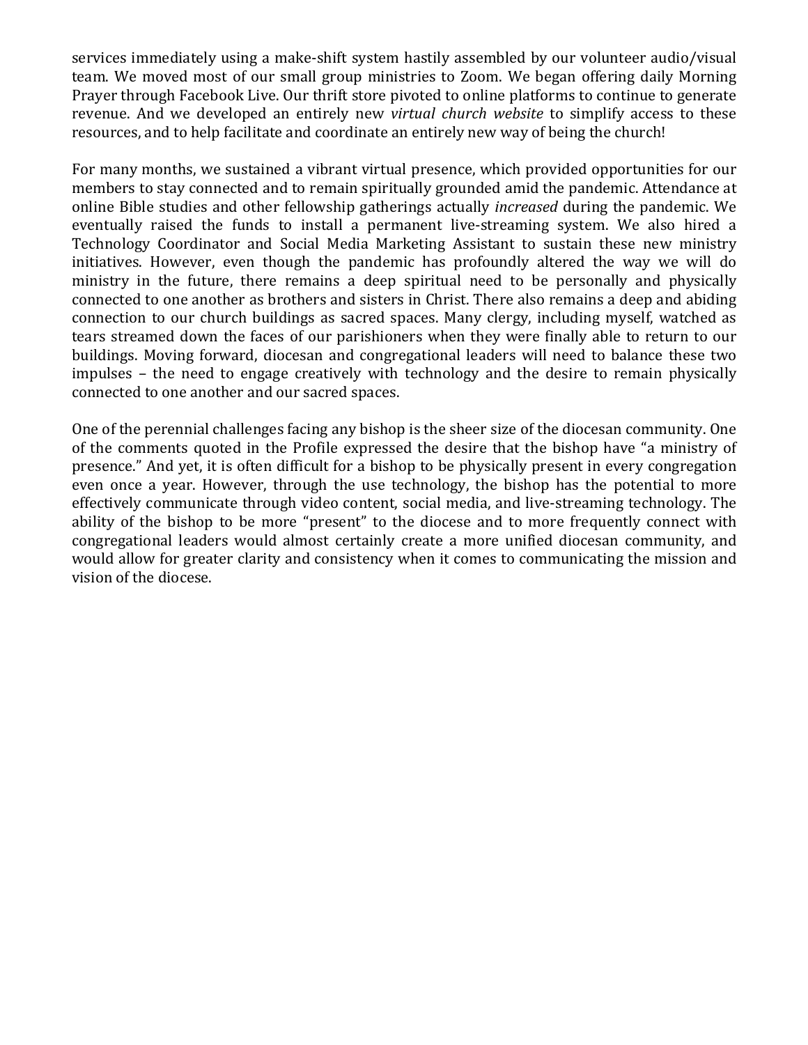services immediately using a make-shift system hastily assembled by our volunteer audio/visual team. We moved most of our small group ministries to Zoom. We began offering daily Morning Prayer through Facebook Live. Our thrift store pivoted to online platforms to continue to generate revenue. And we developed an entirely new *virtual church website* to simplify access to these resources, and to help facilitate and coordinate an entirely new way of being the church!

For many months, we sustained a vibrant virtual presence, which provided opportunities for our members to stay connected and to remain spiritually grounded amid the pandemic. Attendance at online Bible studies and other fellowship gatherings actually *increased* during the pandemic. We eventually raised the funds to install a permanent live-streaming system. We also hired a Technology Coordinator and Social Media Marketing Assistant to sustain these new ministry initiatives. However, even though the pandemic has profoundly altered the way we will do ministry in the future, there remains a deep spiritual need to be personally and physically connected to one another as brothers and sisters in Christ. There also remains a deep and abiding connection to our church buildings as sacred spaces. Many clergy, including myself, watched as tears streamed down the faces of our parishioners when they were finally able to return to our buildings. Moving forward, diocesan and congregational leaders will need to balance these two impulses – the need to engage creatively with technology and the desire to remain physically connected to one another and our sacred spaces.

One of the perennial challenges facing any bishop is the sheer size of the diocesan community. One of the comments quoted in the Profile expressed the desire that the bishop have "a ministry of presence." And yet, it is often difficult for a bishop to be physically present in every congregation even once a year. However, through the use technology, the bishop has the potential to more effectively communicate through video content, social media, and live-streaming technology. The ability of the bishop to be more "present" to the diocese and to more frequently connect with congregational leaders would almost certainly create a more unified diocesan community, and would allow for greater clarity and consistency when it comes to communicating the mission and vision of the diocese.